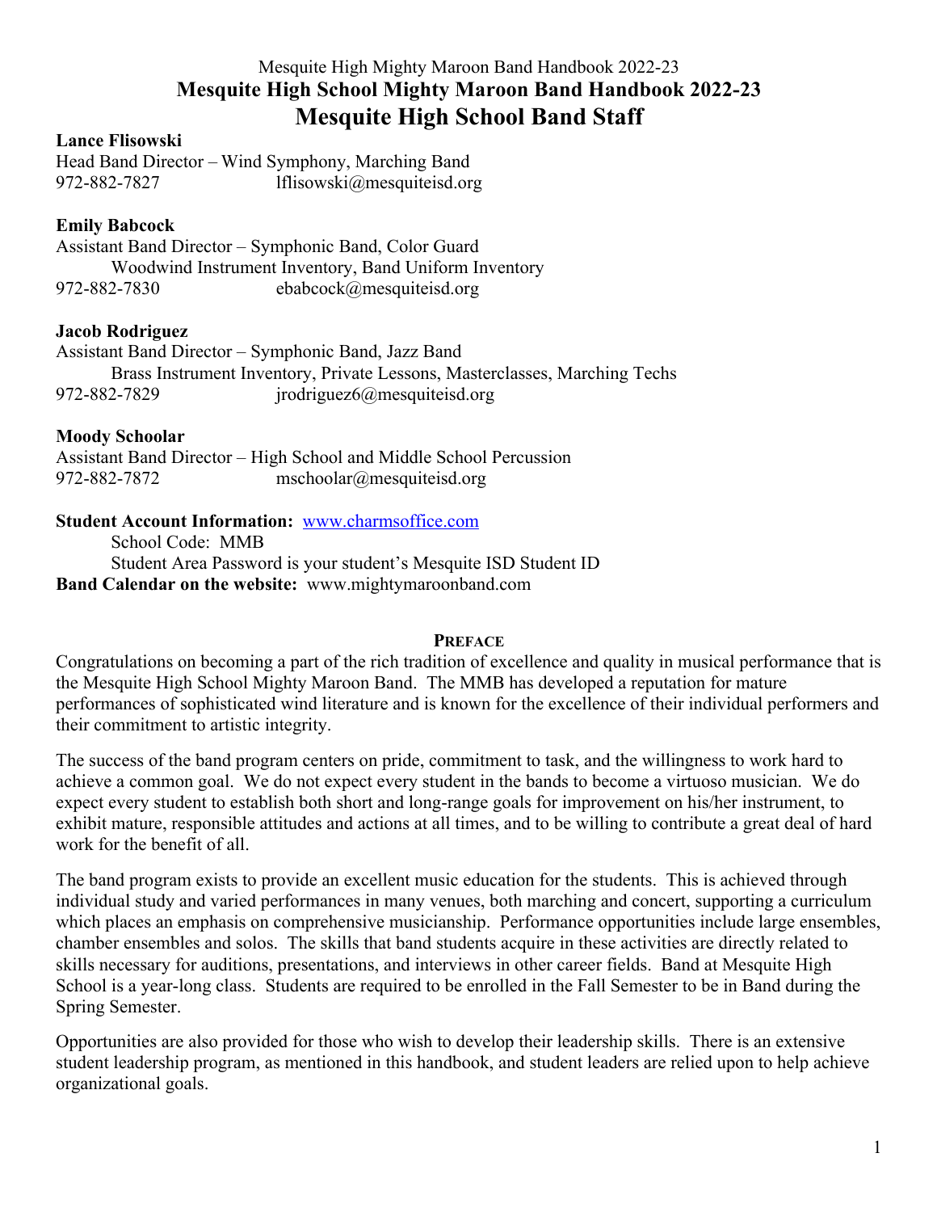# Mesquite High School Mighty Maroon Band Handbook 2022-23

## Mesquite High School Band Staff

**Lance Flisowski**
Head Band Director – Wind Symphony, Marching Band
972-882-7827 lflisowski@mesquiteisd.org

**Emily Babcock**
Assistant Band Director – Symphonic Band, Color Guard
Woodwind Instrument Inventory, Band Uniform Inventory
972-882-7830 ebabcock@mesquiteisd.org

**Jacob Rodriguez**
Assistant Band Director – Symphonic Band, Jazz Band
Brass Instrument Inventory, Private Lessons, Masterclasses, Marching Techs
972-882-7829 jrodriguez6@mesquiteisd.org

**Moody Schoolar**
Assistant Band Director – High School and Middle School Percussion
972-882-7872 mschoolar@mesquiteisd.org

**Student Account Information:** www.charmsoffice.com
School Code: MMB
Student Area Password is your student's Mesquite ISD Student ID
**Band Calendar on the website:** www.mightymaroonband.com

### PREFACE

Congratulations on becoming a part of the rich tradition of excellence and quality in musical performance that is the Mesquite High School Mighty Maroon Band. The MMB has developed a reputation for mature performances of sophisticated wind literature and is known for the excellence of their individual performers and their commitment to artistic integrity.

The success of the band program centers on pride, commitment to task, and the willingness to work hard to achieve a common goal. We do not expect every student in the bands to become a virtuoso musician. We do expect every student to establish both short and long-range goals for improvement on his/her instrument, to exhibit mature, responsible attitudes and actions at all times, and to be willing to contribute a great deal of hard work for the benefit of all.

The band program exists to provide an excellent music education for the students. This is achieved through individual study and varied performances in many venues, both marching and concert, supporting a curriculum which places an emphasis on comprehensive musicianship. Performance opportunities include large ensembles, chamber ensembles and solos. The skills that band students acquire in these activities are directly related to skills necessary for auditions, presentations, and interviews in other career fields. Band at Mesquite High School is a year-long class. Students are required to be enrolled in the Fall Semester to be in Band during the Spring Semester.

Opportunities are also provided for those who wish to develop their leadership skills. There is an extensive student leadership program, as mentioned in this handbook, and student leaders are relied upon to help achieve organizational goals.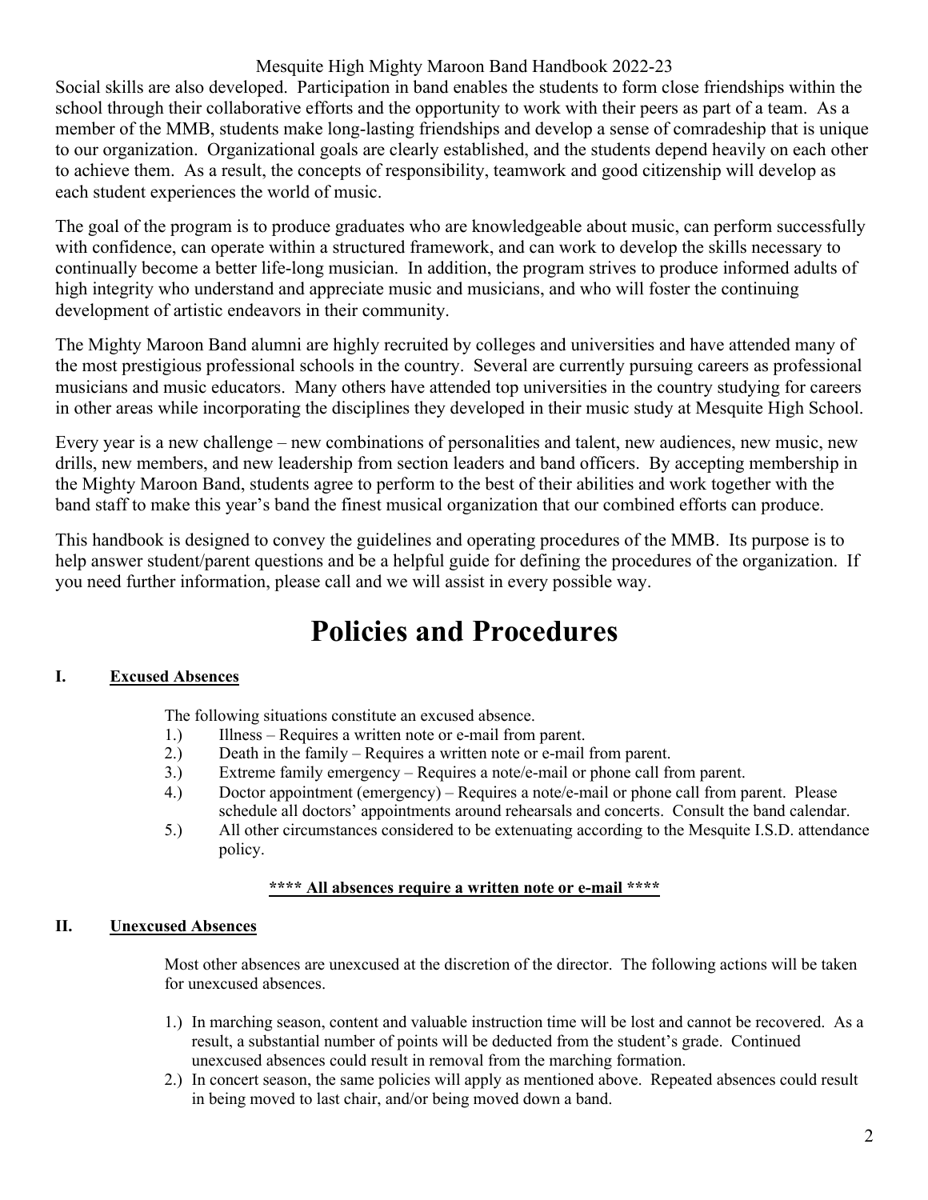Social skills are also developed. Participation in band enables the students to form close friendships within the school through their collaborative efforts and the opportunity to work with their peers as part of a team. As a member of the MMB, students make long-lasting friendships and develop a sense of comradeship that is unique to our organization. Organizational goals are clearly established, and the students depend heavily on each other to achieve them. As a result, the concepts of responsibility, teamwork and good citizenship will develop as each student experiences the world of music.

The goal of the program is to produce graduates who are knowledgeable about music, can perform successfully with confidence, can operate within a structured framework, and can work to develop the skills necessary to continually become a better life-long musician. In addition, the program strives to produce informed adults of high integrity who understand and appreciate music and musicians, and who will foster the continuing development of artistic endeavors in their community.

The Mighty Maroon Band alumni are highly recruited by colleges and universities and have attended many of the most prestigious professional schools in the country. Several are currently pursuing careers as professional musicians and music educators. Many others have attended top universities in the country studying for careers in other areas while incorporating the disciplines they developed in their music study at Mesquite High School.

Every year is a new challenge – new combinations of personalities and talent, new audiences, new music, new drills, new members, and new leadership from section leaders and band officers. By accepting membership in the Mighty Maroon Band, students agree to perform to the best of their abilities and work together with the band staff to make this year's band the finest musical organization that our combined efforts can produce.

This handbook is designed to convey the guidelines and operating procedures of the MMB. Its purpose is to help answer student/parent questions and be a helpful guide for defining the procedures of the organization. If you need further information, please call and we will assist in every possible way.

# Policies and Procedures

## I. Excused Absences

The following situations constitute an excused absence.

1.) Illness – Requires a written note or e-mail from parent.
2.) Death in the family – Requires a written note or e-mail from parent.
3.) Extreme family emergency – Requires a note/e-mail or phone call from parent.
4.) Doctor appointment (emergency) – Requires a note/e-mail or phone call from parent. Please schedule all doctors' appointments around rehearsals and concerts. Consult the band calendar.
5.) All other circumstances considered to be extenuating according to the Mesquite I.S.D. attendance policy.

**\*\*\*\* All absences require a written note or e-mail \*\*\*\***

## II. Unexcused Absences

Most other absences are unexcused at the discretion of the director. The following actions will be taken for unexcused absences.

1.) In marching season, content and valuable instruction time will be lost and cannot be recovered. As a result, a substantial number of points will be deducted from the student's grade. Continued unexcused absences could result in removal from the marching formation.
2.) In concert season, the same policies will apply as mentioned above. Repeated absences could result in being moved to last chair, and/or being moved down a band.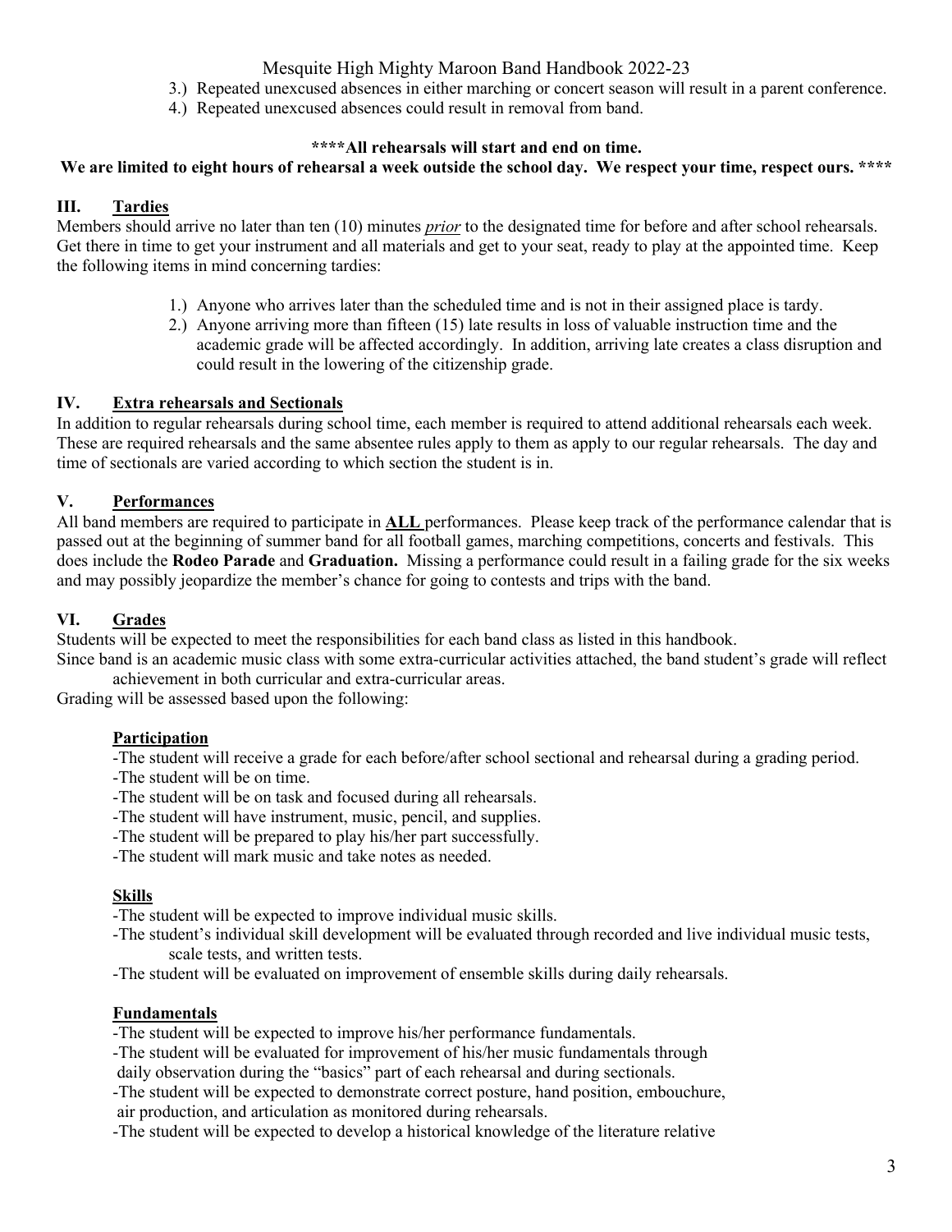3.) Repeated unexcused absences in either marching or concert season will result in a parent conference.
4.) Repeated unexcused absences could result in removal from band.

**\*\*\*\*All rehearsals will start and end on time.**
**We are limited to eight hours of rehearsal a week outside the school day. We respect your time, respect ours. \*\*\*\***

## III. Tardies

Members should arrive no later than ten (10) minutes ***prior*** to the designated time for before and after school rehearsals. Get there in time to get your instrument and all materials and get to your seat, ready to play at the appointed time. Keep the following items in mind concerning tardies:

1.) Anyone who arrives later than the scheduled time and is not in their assigned place is tardy.
2.) Anyone arriving more than fifteen (15) late results in loss of valuable instruction time and the academic grade will be affected accordingly. In addition, arriving late creates a class disruption and could result in the lowering of the citizenship grade.

## IV. Extra rehearsals and Sectionals

In addition to regular rehearsals during school time, each member is required to attend additional rehearsals each week. These are required rehearsals and the same absentee rules apply to them as apply to our regular rehearsals. The day and time of sectionals are varied according to which section the student is in.

## V. Performances

All band members are required to participate in **ALL** performances. Please keep track of the performance calendar that is passed out at the beginning of summer band for all football games, marching competitions, concerts and festivals. This does include the **Rodeo Parade** and **Graduation.** Missing a performance could result in a failing grade for the six weeks and may possibly jeopardize the member's chance for going to contests and trips with the band.

## VI. Grades

Students will be expected to meet the responsibilities for each band class as listed in this handbook.

Since band is an academic music class with some extra-curricular activities attached, the band student's grade will reflect achievement in both curricular and extra-curricular areas.

Grading will be assessed based upon the following:

**Participation**

-The student will receive a grade for each before/after school sectional and rehearsal during a grading period.
-The student will be on time.
-The student will be on task and focused during all rehearsals.
-The student will have instrument, music, pencil, and supplies.
-The student will be prepared to play his/her part successfully.
-The student will mark music and take notes as needed.

**Skills**

-The student will be expected to improve individual music skills.
-The student's individual skill development will be evaluated through recorded and live individual music tests, scale tests, and written tests.
-The student will be evaluated on improvement of ensemble skills during daily rehearsals.

**Fundamentals**

-The student will be expected to improve his/her performance fundamentals.
-The student will be evaluated for improvement of his/her music fundamentals through daily observation during the "basics" part of each rehearsal and during sectionals.
-The student will be expected to demonstrate correct posture, hand position, embouchure, air production, and articulation as monitored during rehearsals.
-The student will be expected to develop a historical knowledge of the literature relative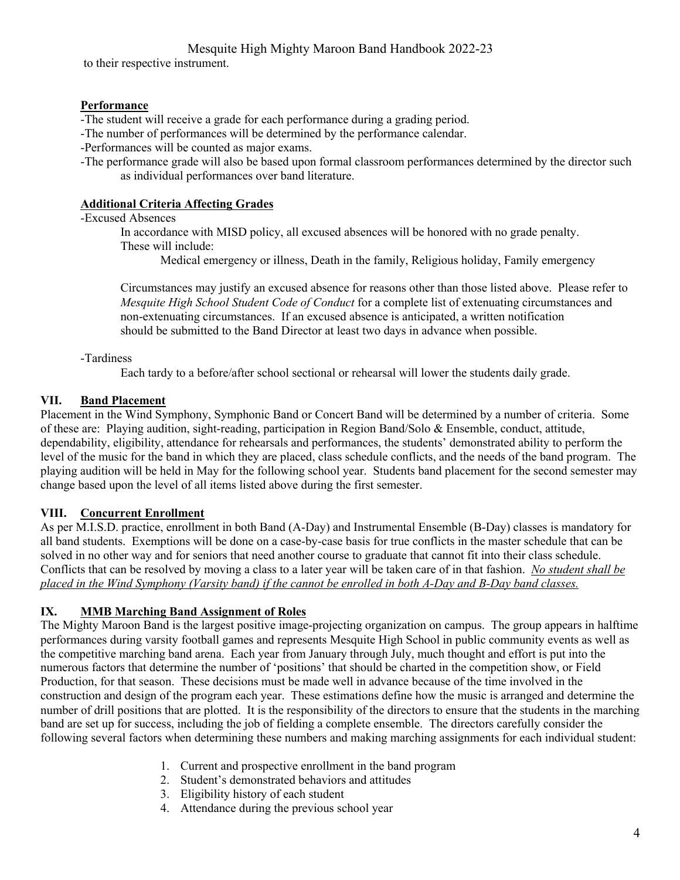to their respective instrument.

**Performance**

-The student will receive a grade for each performance during a grading period.
-The number of performances will be determined by the performance calendar.
-Performances will be counted as major exams.
-The performance grade will also be based upon formal classroom performances determined by the director such as individual performances over band literature.

**Additional Criteria Affecting Grades**

-Excused Absences

In accordance with MISD policy, all excused absences will be honored with no grade penalty. These will include:

Medical emergency or illness, Death in the family, Religious holiday, Family emergency

Circumstances may justify an excused absence for reasons other than those listed above. Please refer to *Mesquite High School Student Code of Conduct* for a complete list of extenuating circumstances and non-extenuating circumstances. If an excused absence is anticipated, a written notification should be submitted to the Band Director at least two days in advance when possible.

-Tardiness

Each tardy to a before/after school sectional or rehearsal will lower the students daily grade.

## VII. Band Placement

Placement in the Wind Symphony, Symphonic Band or Concert Band will be determined by a number of criteria. Some of these are: Playing audition, sight-reading, participation in Region Band/Solo & Ensemble, conduct, attitude, dependability, eligibility, attendance for rehearsals and performances, the students' demonstrated ability to perform the level of the music for the band in which they are placed, class schedule conflicts, and the needs of the band program. The playing audition will be held in May for the following school year. Students band placement for the second semester may change based upon the level of all items listed above during the first semester.

## VIII. Concurrent Enrollment

As per M.I.S.D. practice, enrollment in both Band (A-Day) and Instrumental Ensemble (B-Day) classes is mandatory for all band students. Exemptions will be done on a case-by-case basis for true conflicts in the master schedule that can be solved in no other way and for seniors that need another course to graduate that cannot fit into their class schedule. Conflicts that can be resolved by moving a class to a later year will be taken care of in that fashion. *No student shall be placed in the Wind Symphony (Varsity band) if the cannot be enrolled in both A-Day and B-Day band classes.*

## IX. MMB Marching Band Assignment of Roles

The Mighty Maroon Band is the largest positive image-projecting organization on campus. The group appears in halftime performances during varsity football games and represents Mesquite High School in public community events as well as the competitive marching band arena. Each year from January through July, much thought and effort is put into the numerous factors that determine the number of 'positions' that should be charted in the competition show, or Field Production, for that season. These decisions must be made well in advance because of the time involved in the construction and design of the program each year. These estimations define how the music is arranged and determine the number of drill positions that are plotted. It is the responsibility of the directors to ensure that the students in the marching band are set up for success, including the job of fielding a complete ensemble. The directors carefully consider the following several factors when determining these numbers and making marching assignments for each individual student:

1. Current and prospective enrollment in the band program
2. Student's demonstrated behaviors and attitudes
3. Eligibility history of each student
4. Attendance during the previous school year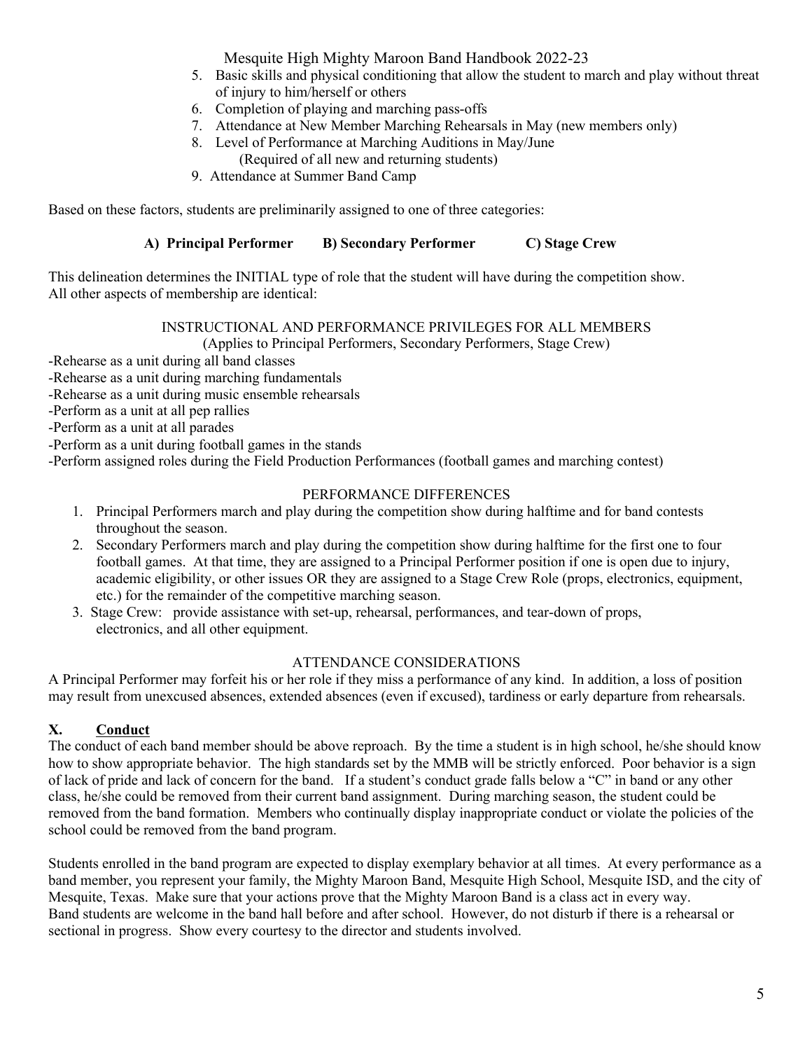5. Basic skills and physical conditioning that allow the student to march and play without threat of injury to him/herself or others
6. Completion of playing and marching pass-offs
7. Attendance at New Member Marching Rehearsals in May (new members only)
8. Level of Performance at Marching Auditions in May/June (Required of all new and returning students)
9. Attendance at Summer Band Camp

Based on these factors, students are preliminarily assigned to one of three categories:

**A) Principal Performer B) Secondary Performer C) Stage Crew**

This delineation determines the INITIAL type of role that the student will have during the competition show. All other aspects of membership are identical:

INSTRUCTIONAL AND PERFORMANCE PRIVILEGES FOR ALL MEMBERS
(Applies to Principal Performers, Secondary Performers, Stage Crew)

-Rehearse as a unit during all band classes
-Rehearse as a unit during marching fundamentals
-Rehearse as a unit during music ensemble rehearsals
-Perform as a unit at all pep rallies
-Perform as a unit at all parades
-Perform as a unit during football games in the stands
-Perform assigned roles during the Field Production Performances (football games and marching contest)

PERFORMANCE DIFFERENCES

1. Principal Performers march and play during the competition show during halftime and for band contests throughout the season.
2. Secondary Performers march and play during the competition show during halftime for the first one to four football games. At that time, they are assigned to a Principal Performer position if one is open due to injury, academic eligibility, or other issues OR they are assigned to a Stage Crew Role (props, electronics, equipment, etc.) for the remainder of the competitive marching season.
3. Stage Crew: provide assistance with set-up, rehearsal, performances, and tear-down of props, electronics, and all other equipment.

ATTENDANCE CONSIDERATIONS

A Principal Performer may forfeit his or her role if they miss a performance of any kind. In addition, a loss of position may result from unexcused absences, extended absences (even if excused), tardiness or early departure from rehearsals.

## X. Conduct

The conduct of each band member should be above reproach. By the time a student is in high school, he/she should know how to show appropriate behavior. The high standards set by the MMB will be strictly enforced. Poor behavior is a sign of lack of pride and lack of concern for the band. If a student's conduct grade falls below a "C" in band or any other class, he/she could be removed from their current band assignment. During marching season, the student could be removed from the band formation. Members who continually display inappropriate conduct or violate the policies of the school could be removed from the band program.

Students enrolled in the band program are expected to display exemplary behavior at all times. At every performance as a band member, you represent your family, the Mighty Maroon Band, Mesquite High School, Mesquite ISD, and the city of Mesquite, Texas. Make sure that your actions prove that the Mighty Maroon Band is a class act in every way.
Band students are welcome in the band hall before and after school. However, do not disturb if there is a rehearsal or sectional in progress. Show every courtesy to the director and students involved.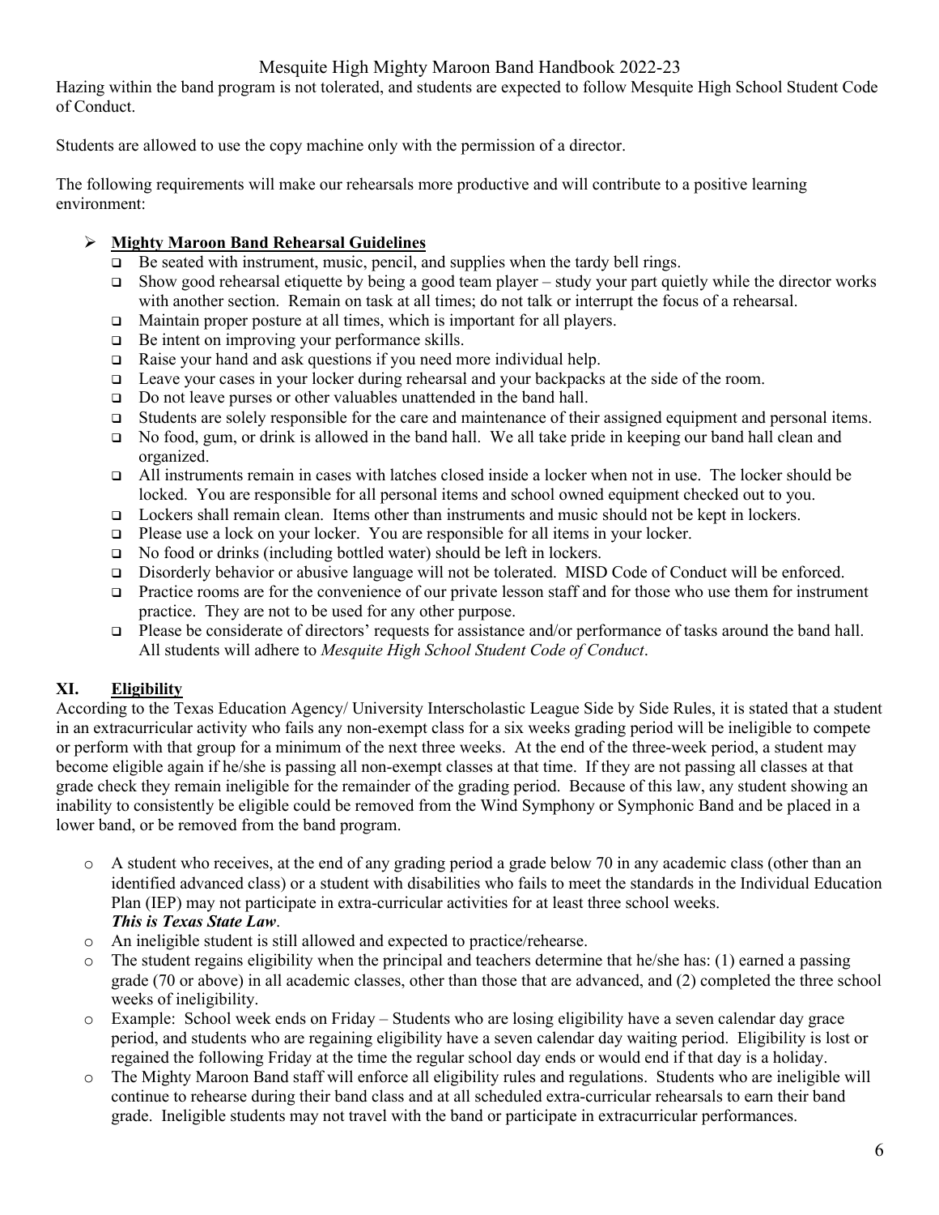Hazing within the band program is not tolerated, and students are expected to follow Mesquite High School Student Code of Conduct.

Students are allowed to use the copy machine only with the permission of a director.

The following requirements will make our rehearsals more productive and will contribute to a positive learning environment:

- **Mighty Maroon Band Rehearsal Guidelines**
  - Be seated with instrument, music, pencil, and supplies when the tardy bell rings.
  - Show good rehearsal etiquette by being a good team player – study your part quietly while the director works with another section. Remain on task at all times; do not talk or interrupt the focus of a rehearsal.
  - Maintain proper posture at all times, which is important for all players.
  - Be intent on improving your performance skills.
  - Raise your hand and ask questions if you need more individual help.
  - Leave your cases in your locker during rehearsal and your backpacks at the side of the room.
  - Do not leave purses or other valuables unattended in the band hall.
  - Students are solely responsible for the care and maintenance of their assigned equipment and personal items.
  - No food, gum, or drink is allowed in the band hall. We all take pride in keeping our band hall clean and organized.
  - All instruments remain in cases with latches closed inside a locker when not in use. The locker should be locked. You are responsible for all personal items and school owned equipment checked out to you.
  - Lockers shall remain clean. Items other than instruments and music should not be kept in lockers.
  - Please use a lock on your locker. You are responsible for all items in your locker.
  - No food or drinks (including bottled water) should be left in lockers.
  - Disorderly behavior or abusive language will not be tolerated. MISD Code of Conduct will be enforced.
  - Practice rooms are for the convenience of our private lesson staff and for those who use them for instrument practice. They are not to be used for any other purpose.
  - Please be considerate of directors' requests for assistance and/or performance of tasks around the band hall. All students will adhere to *Mesquite High School Student Code of Conduct*.

## XI. Eligibility

According to the Texas Education Agency/ University Interscholastic League Side by Side Rules, it is stated that a student in an extracurricular activity who fails any non-exempt class for a six weeks grading period will be ineligible to compete or perform with that group for a minimum of the next three weeks. At the end of the three-week period, a student may become eligible again if he/she is passing all non-exempt classes at that time. If they are not passing all classes at that grade check they remain ineligible for the remainder of the grading period. Because of this law, any student showing an inability to consistently be eligible could be removed from the Wind Symphony or Symphonic Band and be placed in a lower band, or be removed from the band program.

- A student who receives, at the end of any grading period a grade below 70 in any academic class (other than an identified advanced class) or a student with disabilities who fails to meet the standards in the Individual Education Plan (IEP) may not participate in extra-curricular activities for at least three school weeks. ***This is Texas State Law***.
- An ineligible student is still allowed and expected to practice/rehearse.
- The student regains eligibility when the principal and teachers determine that he/she has: (1) earned a passing grade (70 or above) in all academic classes, other than those that are advanced, and (2) completed the three school weeks of ineligibility.
- Example: School week ends on Friday – Students who are losing eligibility have a seven calendar day grace period, and students who are regaining eligibility have a seven calendar day waiting period. Eligibility is lost or regained the following Friday at the time the regular school day ends or would end if that day is a holiday.
- The Mighty Maroon Band staff will enforce all eligibility rules and regulations. Students who are ineligible will continue to rehearse during their band class and at all scheduled extra-curricular rehearsals to earn their band grade. Ineligible students may not travel with the band or participate in extracurricular performances.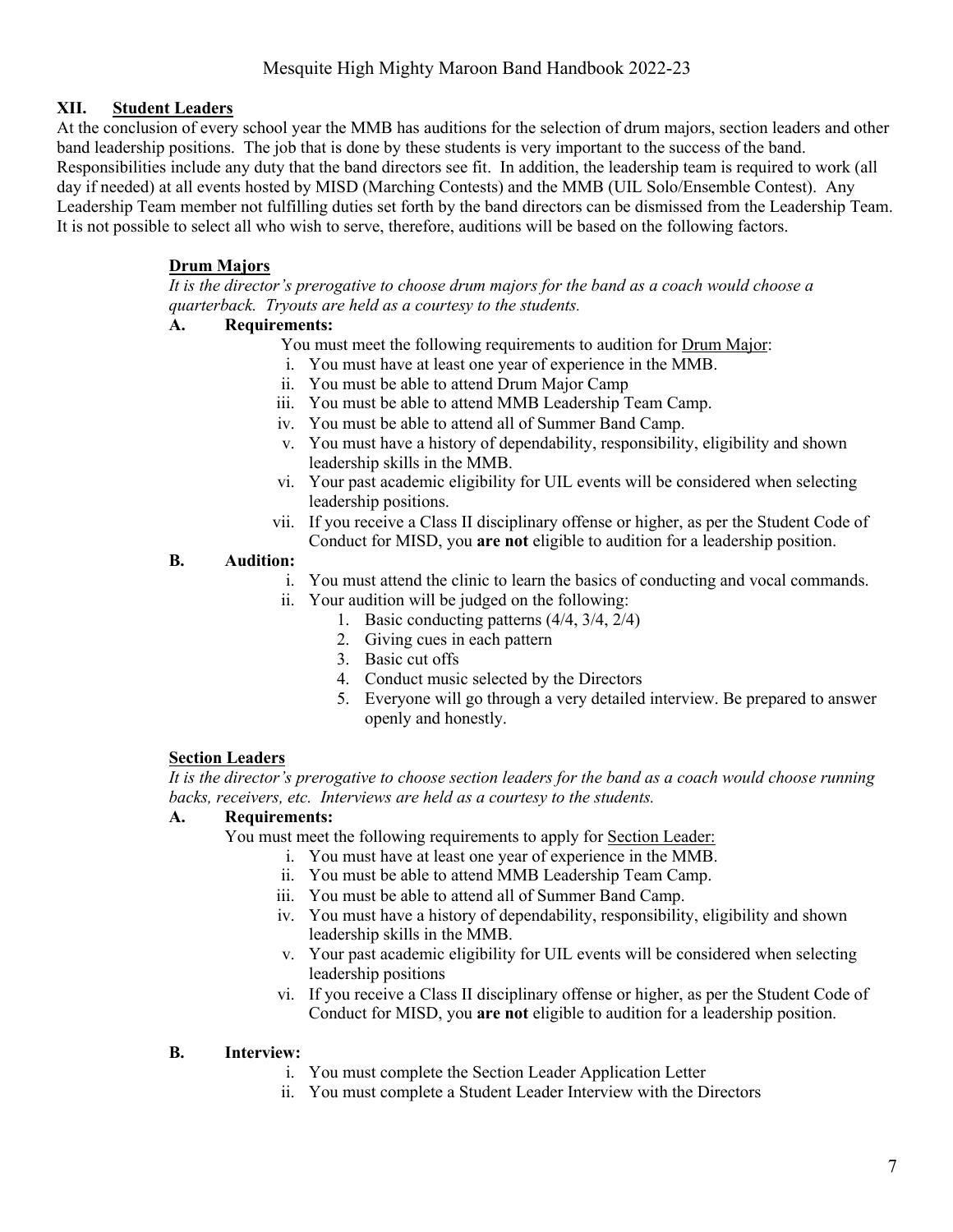## XII. Student Leaders

At the conclusion of every school year the MMB has auditions for the selection of drum majors, section leaders and other band leadership positions. The job that is done by these students is very important to the success of the band. Responsibilities include any duty that the band directors see fit. In addition, the leadership team is required to work (all day if needed) at all events hosted by MISD (Marching Contests) and the MMB (UIL Solo/Ensemble Contest). Any Leadership Team member not fulfilling duties set forth by the band directors can be dismissed from the Leadership Team. It is not possible to select all who wish to serve, therefore, auditions will be based on the following factors.

### Drum Majors

*It is the director's prerogative to choose drum majors for the band as a coach would choose a quarterback. Tryouts are held as a courtesy to the students.*

**A. Requirements:**

You must meet the following requirements to audition for Drum Major:

- i. You must have at least one year of experience in the MMB.
- ii. You must be able to attend Drum Major Camp
- iii. You must be able to attend MMB Leadership Team Camp.
- iv. You must be able to attend all of Summer Band Camp.
- v. You must have a history of dependability, responsibility, eligibility and shown leadership skills in the MMB.
- vi. Your past academic eligibility for UIL events will be considered when selecting leadership positions.
- vii. If you receive a Class II disciplinary offense or higher, as per the Student Code of Conduct for MISD, you **are not** eligible to audition for a leadership position.

**B. Audition:**

- i. You must attend the clinic to learn the basics of conducting and vocal commands.
- ii. Your audition will be judged on the following:
  1. Basic conducting patterns (4/4, 3/4, 2/4)
  2. Giving cues in each pattern
  3. Basic cut offs
  4. Conduct music selected by the Directors
  5. Everyone will go through a very detailed interview. Be prepared to answer openly and honestly.

### Section Leaders

*It is the director's prerogative to choose section leaders for the band as a coach would choose running backs, receivers, etc. Interviews are held as a courtesy to the students.*

**A. Requirements:**

You must meet the following requirements to apply for Section Leader:

- i. You must have at least one year of experience in the MMB.
- ii. You must be able to attend MMB Leadership Team Camp.
- iii. You must be able to attend all of Summer Band Camp.
- iv. You must have a history of dependability, responsibility, eligibility and shown leadership skills in the MMB.
- v. Your past academic eligibility for UIL events will be considered when selecting leadership positions
- vi. If you receive a Class II disciplinary offense or higher, as per the Student Code of Conduct for MISD, you **are not** eligible to audition for a leadership position.

**B. Interview:**

- i. You must complete the Section Leader Application Letter
- ii. You must complete a Student Leader Interview with the Directors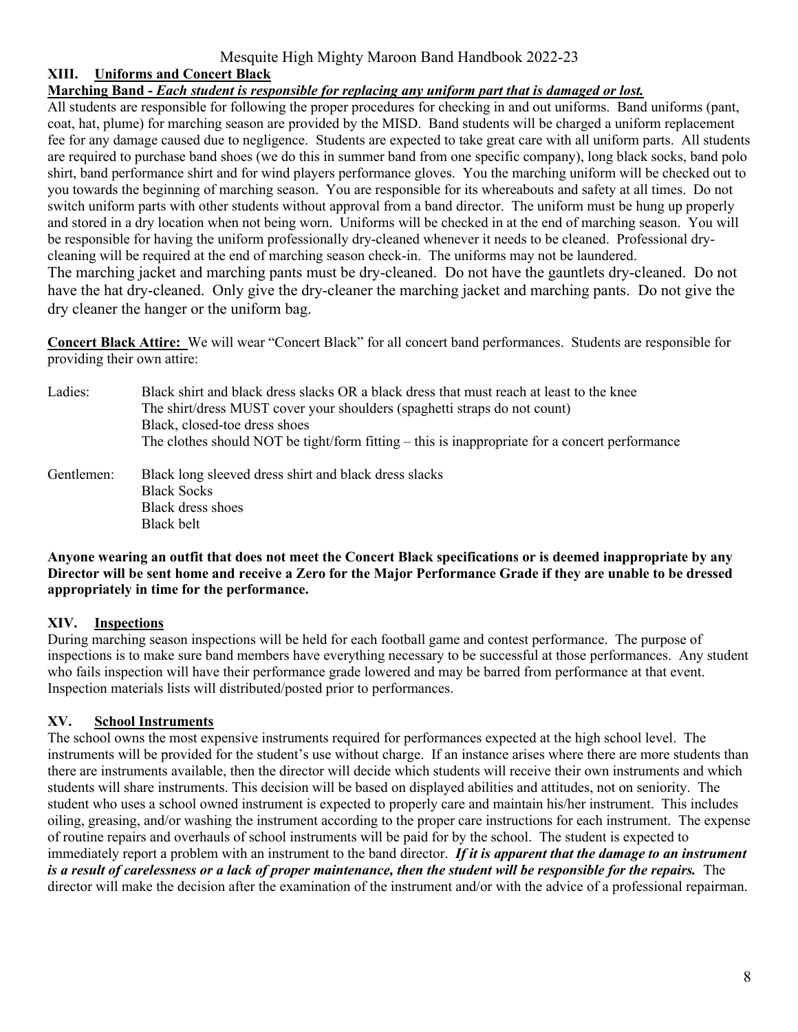## XIII. Uniforms and Concert Black

**Marching Band -** ***Each student is responsible for replacing any uniform part that is damaged or lost.***

All students are responsible for following the proper procedures for checking in and out uniforms. Band uniforms (pant, coat, hat, plume) for marching season are provided by the MISD. Band students will be charged a uniform replacement fee for any damage caused due to negligence. Students are expected to take great care with all uniform parts. All students are required to purchase band shoes (we do this in summer band from one specific company), long black socks, band polo shirt, band performance shirt and for wind players performance gloves. You the marching uniform will be checked out to you towards the beginning of marching season. You are responsible for its whereabouts and safety at all times. Do not switch uniform parts with other students without approval from a band director. The uniform must be hung up properly and stored in a dry location when not being worn. Uniforms will be checked in at the end of marching season. You will be responsible for having the uniform professionally dry-cleaned whenever it needs to be cleaned. Professional dry-cleaning will be required at the end of marching season check-in. The uniforms may not be laundered.

The marching jacket and marching pants must be dry-cleaned. Do not have the gauntlets dry-cleaned. Do not have the hat dry-cleaned. Only give the dry-cleaner the marching jacket and marching pants. Do not give the dry cleaner the hanger or the uniform bag.

**Concert Black Attire:** We will wear "Concert Black" for all concert band performances. Students are responsible for providing their own attire:

Ladies:
- Black shirt and black dress slacks OR a black dress that must reach at least to the knee
- The shirt/dress MUST cover your shoulders (spaghetti straps do not count)
- Black, closed-toe dress shoes
- The clothes should NOT be tight/form fitting – this is inappropriate for a concert performance

Gentlemen:
- Black long sleeved dress shirt and black dress slacks
- Black Socks
- Black dress shoes
- Black belt

**Anyone wearing an outfit that does not meet the Concert Black specifications or is deemed inappropriate by any Director will be sent home and receive a Zero for the Major Performance Grade if they are unable to be dressed appropriately in time for the performance.**

## XIV. Inspections

During marching season inspections will be held for each football game and contest performance. The purpose of inspections is to make sure band members have everything necessary to be successful at those performances. Any student who fails inspection will have their performance grade lowered and may be barred from performance at that event. Inspection materials lists will distributed/posted prior to performances.

## XV. School Instruments

The school owns the most expensive instruments required for performances expected at the high school level. The instruments will be provided for the student's use without charge. If an instance arises where there are more students than there are instruments available, then the director will decide which students will receive their own instruments and which students will share instruments. This decision will be based on displayed abilities and attitudes, not on seniority. The student who uses a school owned instrument is expected to properly care and maintain his/her instrument. This includes oiling, greasing, and/or washing the instrument according to the proper care instructions for each instrument. The expense of routine repairs and overhauls of school instruments will be paid for by the school. The student is expected to immediately report a problem with an instrument to the band director. ***If it is apparent that the damage to an instrument is a result of carelessness or a lack of proper maintenance, then the student will be responsible for the repairs.*** The director will make the decision after the examination of the instrument and/or with the advice of a professional repairman.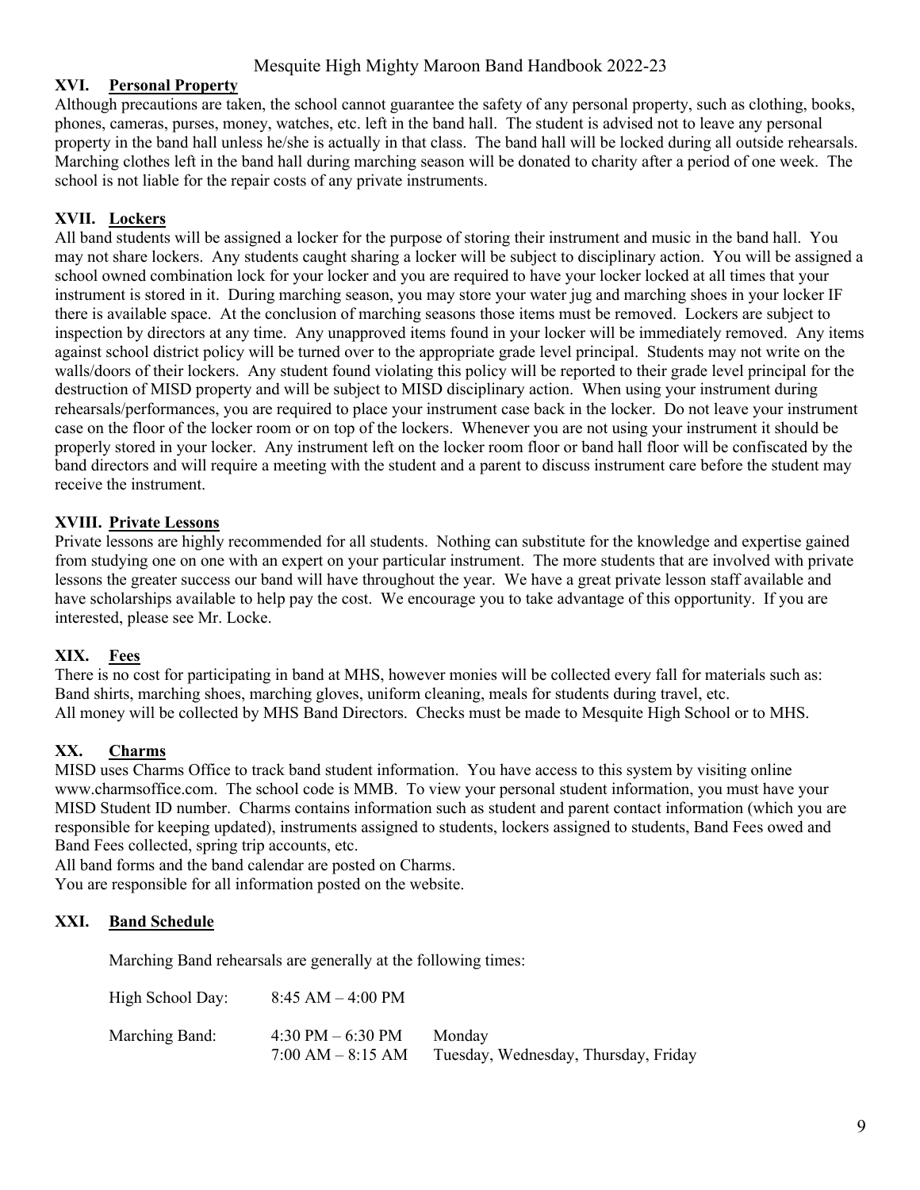## XVI. Personal Property

Although precautions are taken, the school cannot guarantee the safety of any personal property, such as clothing, books, phones, cameras, purses, money, watches, etc. left in the band hall. The student is advised not to leave any personal property in the band hall unless he/she is actually in that class. The band hall will be locked during all outside rehearsals. Marching clothes left in the band hall during marching season will be donated to charity after a period of one week. The school is not liable for the repair costs of any private instruments.

## XVII. Lockers

All band students will be assigned a locker for the purpose of storing their instrument and music in the band hall. You may not share lockers. Any students caught sharing a locker will be subject to disciplinary action. You will be assigned a school owned combination lock for your locker and you are required to have your locker locked at all times that your instrument is stored in it. During marching season, you may store your water jug and marching shoes in your locker IF there is available space. At the conclusion of marching seasons those items must be removed. Lockers are subject to inspection by directors at any time. Any unapproved items found in your locker will be immediately removed. Any items against school district policy will be turned over to the appropriate grade level principal. Students may not write on the walls/doors of their lockers. Any student found violating this policy will be reported to their grade level principal for the destruction of MISD property and will be subject to MISD disciplinary action. When using your instrument during rehearsals/performances, you are required to place your instrument case back in the locker. Do not leave your instrument case on the floor of the locker room or on top of the lockers. Whenever you are not using your instrument it should be properly stored in your locker. Any instrument left on the locker room floor or band hall floor will be confiscated by the band directors and will require a meeting with the student and a parent to discuss instrument care before the student may receive the instrument.

## XVIII. Private Lessons

Private lessons are highly recommended for all students. Nothing can substitute for the knowledge and expertise gained from studying one on one with an expert on your particular instrument. The more students that are involved with private lessons the greater success our band will have throughout the year. We have a great private lesson staff available and have scholarships available to help pay the cost. We encourage you to take advantage of this opportunity. If you are interested, please see Mr. Locke.

## XIX. Fees

There is no cost for participating in band at MHS, however monies will be collected every fall for materials such as: Band shirts, marching shoes, marching gloves, uniform cleaning, meals for students during travel, etc.
All money will be collected by MHS Band Directors. Checks must be made to Mesquite High School or to MHS.

## XX. Charms

MISD uses Charms Office to track band student information. You have access to this system by visiting online www.charmsoffice.com. The school code is MMB. To view your personal student information, you must have your MISD Student ID number. Charms contains information such as student and parent contact information (which you are responsible for keeping updated), instruments assigned to students, lockers assigned to students, Band Fees owed and Band Fees collected, spring trip accounts, etc.
All band forms and the band calendar are posted on Charms.
You are responsible for all information posted on the website.

## XXI. Band Schedule

Marching Band rehearsals are generally at the following times:

| | | |
|---|---|---|
| High School Day: | 8:45 AM – 4:00 PM | |
| Marching Band: | 4:30 PM – 6:30 PM | Monday |
| | 7:00 AM – 8:15 AM | Tuesday, Wednesday, Thursday, Friday |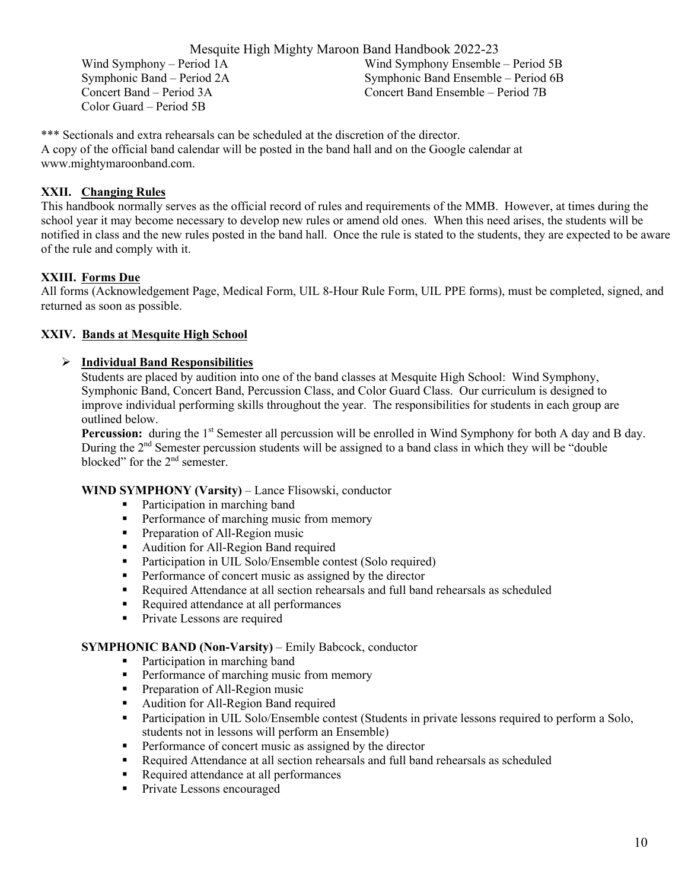Wind Symphony – Period 1A
Symphonic Band – Period 2A
Concert Band – Period 3A
Color Guard – Period 5B

Wind Symphony Ensemble – Period 5B
Symphonic Band Ensemble – Period 6B
Concert Band Ensemble – Period 7B

*** Sectionals and extra rehearsals can be scheduled at the discretion of the director.
A copy of the official band calendar will be posted in the band hall and on the Google calendar at www.mightymaroonband.com.

## XXII. Changing Rules

This handbook normally serves as the official record of rules and requirements of the MMB. However, at times during the school year it may become necessary to develop new rules or amend old ones. When this need arises, the students will be notified in class and the new rules posted in the band hall. Once the rule is stated to the students, they are expected to be aware of the rule and comply with it.

## XXIII. Forms Due

All forms (Acknowledgement Page, Medical Form, UIL 8-Hour Rule Form, UIL PPE forms), must be completed, signed, and returned as soon as possible.

## XXIV. Bands at Mesquite High School

- **Individual Band Responsibilities**

  Students are placed by audition into one of the band classes at Mesquite High School: Wind Symphony, Symphonic Band, Concert Band, Percussion Class, and Color Guard Class. Our curriculum is designed to improve individual performing skills throughout the year. The responsibilities for students in each group are outlined below.

  **Percussion:** during the 1st Semester all percussion will be enrolled in Wind Symphony for both A day and B day. During the 2nd Semester percussion students will be assigned to a band class in which they will be "double blocked" for the 2nd semester.

  **WIND SYMPHONY (Varsity)** – Lance Flisowski, conductor

  - Participation in marching band
  - Performance of marching music from memory
  - Preparation of All-Region music
  - Audition for All-Region Band required
  - Participation in UIL Solo/Ensemble contest (Solo required)
  - Performance of concert music as assigned by the director
  - Required Attendance at all section rehearsals and full band rehearsals as scheduled
  - Required attendance at all performances
  - Private Lessons are required

  **SYMPHONIC BAND (Non-Varsity)** – Emily Babcock, conductor

  - Participation in marching band
  - Performance of marching music from memory
  - Preparation of All-Region music
  - Audition for All-Region Band required
  - Participation in UIL Solo/Ensemble contest (Students in private lessons required to perform a Solo, students not in lessons will perform an Ensemble)
  - Performance of concert music as assigned by the director
  - Required Attendance at all section rehearsals and full band rehearsals as scheduled
  - Required attendance at all performances
  - Private Lessons encouraged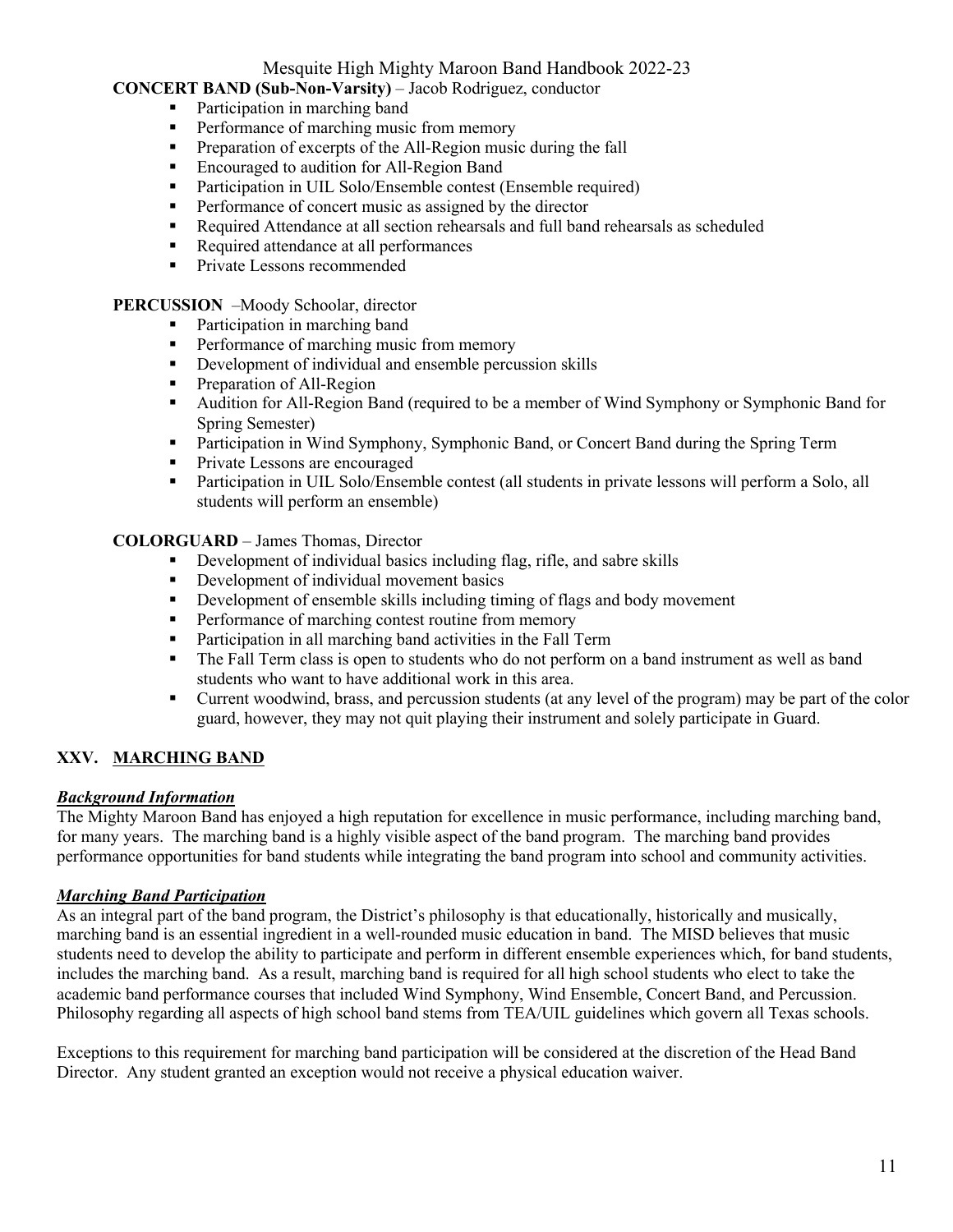**CONCERT BAND (Sub-Non-Varsity)** – Jacob Rodriguez, conductor

- Participation in marching band
- Performance of marching music from memory
- Preparation of excerpts of the All-Region music during the fall
- Encouraged to audition for All-Region Band
- Participation in UIL Solo/Ensemble contest (Ensemble required)
- Performance of concert music as assigned by the director
- Required Attendance at all section rehearsals and full band rehearsals as scheduled
- Required attendance at all performances
- Private Lessons recommended

**PERCUSSION** –Moody Schoolar, director

- Participation in marching band
- Performance of marching music from memory
- Development of individual and ensemble percussion skills
- Preparation of All-Region
- Audition for All-Region Band (required to be a member of Wind Symphony or Symphonic Band for Spring Semester)
- Participation in Wind Symphony, Symphonic Band, or Concert Band during the Spring Term
- Private Lessons are encouraged
- Participation in UIL Solo/Ensemble contest (all students in private lessons will perform a Solo, all students will perform an ensemble)

**COLORGUARD** – James Thomas, Director

- Development of individual basics including flag, rifle, and sabre skills
- Development of individual movement basics
- Development of ensemble skills including timing of flags and body movement
- Performance of marching contest routine from memory
- Participation in all marching band activities in the Fall Term
- The Fall Term class is open to students who do not perform on a band instrument as well as band students who want to have additional work in this area.
- Current woodwind, brass, and percussion students (at any level of the program) may be part of the color guard, however, they may not quit playing their instrument and solely participate in Guard.

## XXV. MARCHING BAND

***Background Information***

The Mighty Maroon Band has enjoyed a high reputation for excellence in music performance, including marching band, for many years. The marching band is a highly visible aspect of the band program. The marching band provides performance opportunities for band students while integrating the band program into school and community activities.

***Marching Band Participation***

As an integral part of the band program, the District's philosophy is that educationally, historically and musically, marching band is an essential ingredient in a well-rounded music education in band. The MISD believes that music students need to develop the ability to participate and perform in different ensemble experiences which, for band students, includes the marching band. As a result, marching band is required for all high school students who elect to take the academic band performance courses that included Wind Symphony, Wind Ensemble, Concert Band, and Percussion. Philosophy regarding all aspects of high school band stems from TEA/UIL guidelines which govern all Texas schools.

Exceptions to this requirement for marching band participation will be considered at the discretion of the Head Band Director. Any student granted an exception would not receive a physical education waiver.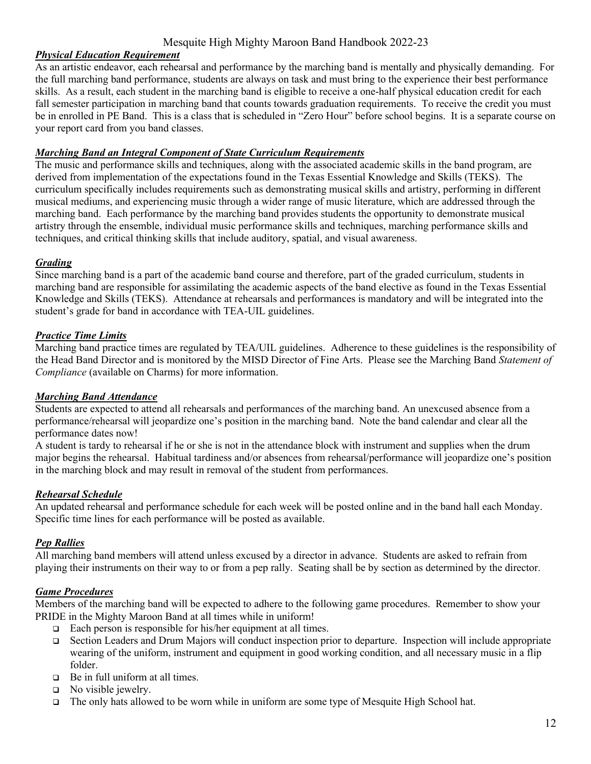### ***Physical Education Requirement***

As an artistic endeavor, each rehearsal and performance by the marching band is mentally and physically demanding. For the full marching band performance, students are always on task and must bring to the experience their best performance skills. As a result, each student in the marching band is eligible to receive a one-half physical education credit for each fall semester participation in marching band that counts towards graduation requirements. To receive the credit you must be in enrolled in PE Band. This is a class that is scheduled in "Zero Hour" before school begins. It is a separate course on your report card from you band classes.

### ***Marching Band an Integral Component of State Curriculum Requirements***

The music and performance skills and techniques, along with the associated academic skills in the band program, are derived from implementation of the expectations found in the Texas Essential Knowledge and Skills (TEKS). The curriculum specifically includes requirements such as demonstrating musical skills and artistry, performing in different musical mediums, and experiencing music through a wider range of music literature, which are addressed through the marching band. Each performance by the marching band provides students the opportunity to demonstrate musical artistry through the ensemble, individual music performance skills and techniques, marching performance skills and techniques, and critical thinking skills that include auditory, spatial, and visual awareness.

### ***Grading***

Since marching band is a part of the academic band course and therefore, part of the graded curriculum, students in marching band are responsible for assimilating the academic aspects of the band elective as found in the Texas Essential Knowledge and Skills (TEKS). Attendance at rehearsals and performances is mandatory and will be integrated into the student's grade for band in accordance with TEA-UIL guidelines.

### ***Practice Time Limits***

Marching band practice times are regulated by TEA/UIL guidelines. Adherence to these guidelines is the responsibility of the Head Band Director and is monitored by the MISD Director of Fine Arts. Please see the Marching Band *Statement of Compliance* (available on Charms) for more information.

### ***Marching Band Attendance***

Students are expected to attend all rehearsals and performances of the marching band. An unexcused absence from a performance/rehearsal will jeopardize one's position in the marching band. Note the band calendar and clear all the performance dates now!

A student is tardy to rehearsal if he or she is not in the attendance block with instrument and supplies when the drum major begins the rehearsal. Habitual tardiness and/or absences from rehearsal/performance will jeopardize one's position in the marching block and may result in removal of the student from performances.

### ***Rehearsal Schedule***

An updated rehearsal and performance schedule for each week will be posted online and in the band hall each Monday. Specific time lines for each performance will be posted as available.

### ***Pep Rallies***

All marching band members will attend unless excused by a director in advance. Students are asked to refrain from playing their instruments on their way to or from a pep rally. Seating shall be by section as determined by the director.

### ***Game Procedures***

Members of the marching band will be expected to adhere to the following game procedures. Remember to show your PRIDE in the Mighty Maroon Band at all times while in uniform!

- Each person is responsible for his/her equipment at all times.
- Section Leaders and Drum Majors will conduct inspection prior to departure. Inspection will include appropriate wearing of the uniform, instrument and equipment in good working condition, and all necessary music in a flip folder.
- Be in full uniform at all times.
- No visible jewelry.
- The only hats allowed to be worn while in uniform are some type of Mesquite High School hat.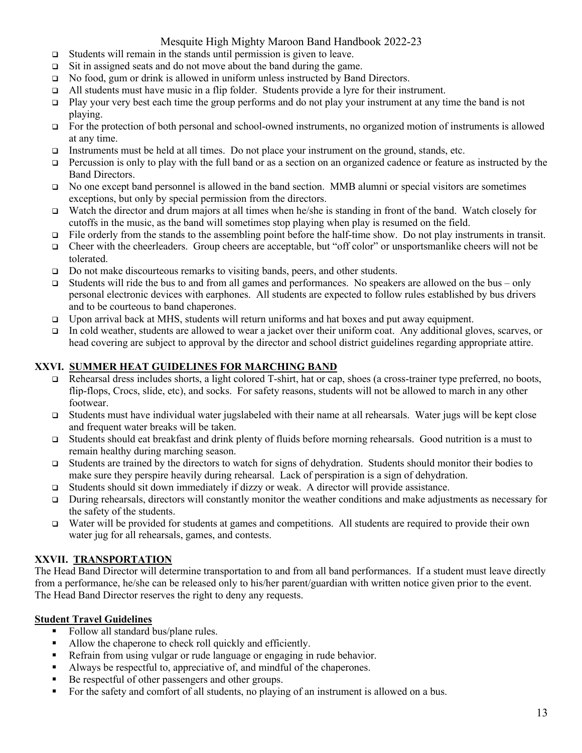- Students will remain in the stands until permission is given to leave.
- Sit in assigned seats and do not move about the band during the game.
- No food, gum or drink is allowed in uniform unless instructed by Band Directors.
- All students must have music in a flip folder. Students provide a lyre for their instrument.
- Play your very best each time the group performs and do not play your instrument at any time the band is not playing.
- For the protection of both personal and school-owned instruments, no organized motion of instruments is allowed at any time.
- Instruments must be held at all times. Do not place your instrument on the ground, stands, etc.
- Percussion is only to play with the full band or as a section on an organized cadence or feature as instructed by the Band Directors.
- No one except band personnel is allowed in the band section. MMB alumni or special visitors are sometimes exceptions, but only by special permission from the directors.
- Watch the director and drum majors at all times when he/she is standing in front of the band. Watch closely for cutoffs in the music, as the band will sometimes stop playing when play is resumed on the field.
- File orderly from the stands to the assembling point before the half-time show. Do not play instruments in transit.
- Cheer with the cheerleaders. Group cheers are acceptable, but "off color" or unsportsmanlike cheers will not be tolerated.
- Do not make discourteous remarks to visiting bands, peers, and other students.
- Students will ride the bus to and from all games and performances. No speakers are allowed on the bus – only personal electronic devices with earphones. All students are expected to follow rules established by bus drivers and to be courteous to band chaperones.
- Upon arrival back at MHS, students will return uniforms and hat boxes and put away equipment.
- In cold weather, students are allowed to wear a jacket over their uniform coat. Any additional gloves, scarves, or head covering are subject to approval by the director and school district guidelines regarding appropriate attire.

## XXVI. SUMMER HEAT GUIDELINES FOR MARCHING BAND

- Rehearsal dress includes shorts, a light colored T-shirt, hat or cap, shoes (a cross-trainer type preferred, no boots, flip-flops, Crocs, slide, etc), and socks. For safety reasons, students will not be allowed to march in any other footwear.
- Students must have individual water jugslabeled with their name at all rehearsals. Water jugs will be kept close and frequent water breaks will be taken.
- Students should eat breakfast and drink plenty of fluids before morning rehearsals. Good nutrition is a must to remain healthy during marching season.
- Students are trained by the directors to watch for signs of dehydration. Students should monitor their bodies to make sure they perspire heavily during rehearsal. Lack of perspiration is a sign of dehydration.
- Students should sit down immediately if dizzy or weak. A director will provide assistance.
- During rehearsals, directors will constantly monitor the weather conditions and make adjustments as necessary for the safety of the students.
- Water will be provided for students at games and competitions. All students are required to provide their own water jug for all rehearsals, games, and contests.

## XXVII. TRANSPORTATION

The Head Band Director will determine transportation to and from all band performances. If a student must leave directly from a performance, he/she can be released only to his/her parent/guardian with written notice given prior to the event. The Head Band Director reserves the right to deny any requests.

### Student Travel Guidelines

- Follow all standard bus/plane rules.
- Allow the chaperone to check roll quickly and efficiently.
- Refrain from using vulgar or rude language or engaging in rude behavior.
- Always be respectful to, appreciative of, and mindful of the chaperones.
- Be respectful of other passengers and other groups.
- For the safety and comfort of all students, no playing of an instrument is allowed on a bus.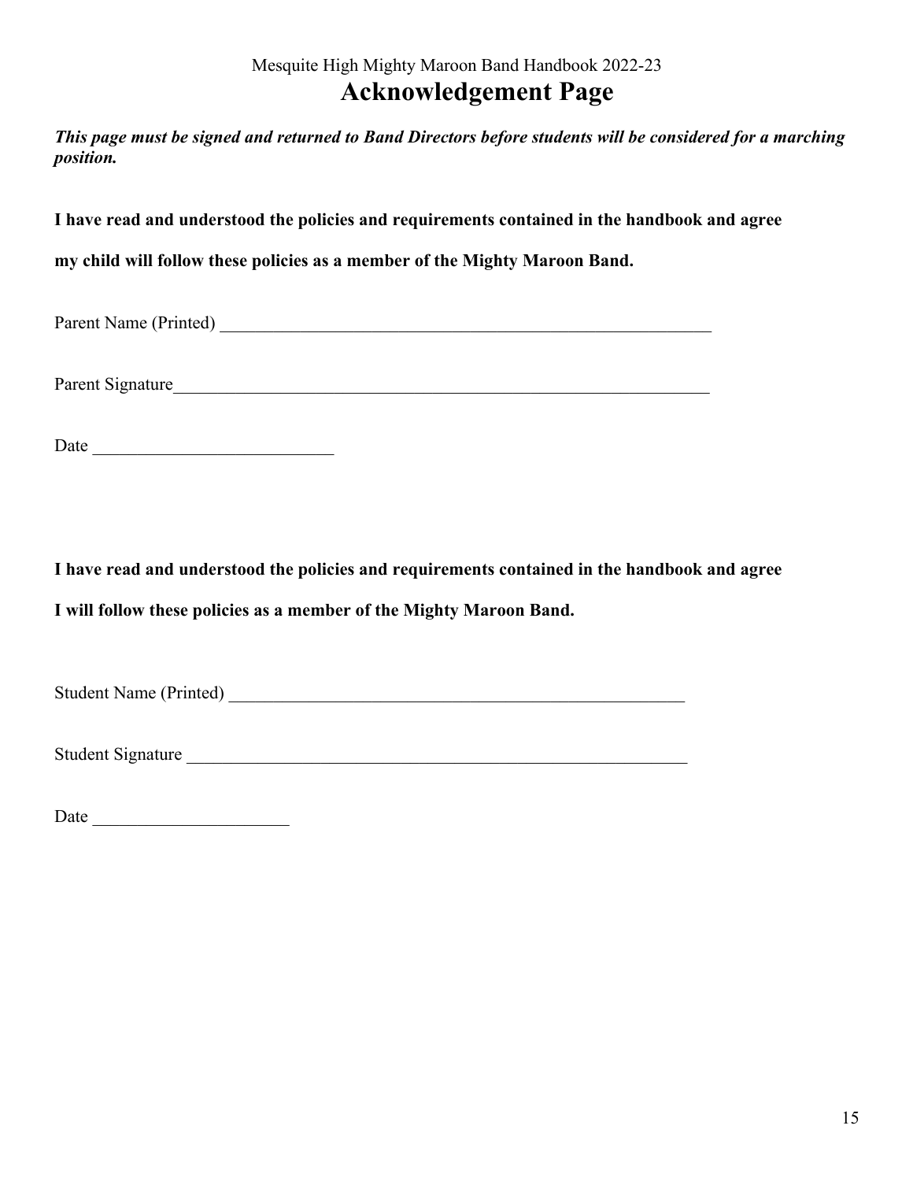Mesquite High Mighty Maroon Band Handbook 2022-23

# Acknowledgement Page

***This page must be signed and returned to Band Directors before students will be considered for a marching position.***

**I have read and understood the policies and requirements contained in the handbook and agree my child will follow these policies as a member of the Mighty Maroon Band.**

Parent Name (Printed) ____________________________________________________________

Parent Signature_________________________________________________________________

Date ___________________________

**I have read and understood the policies and requirements contained in the handbook and agree I will follow these policies as a member of the Mighty Maroon Band.**

Student Name (Printed) ______________________________________________________

Student Signature __________________________________________________________

Date ______________________